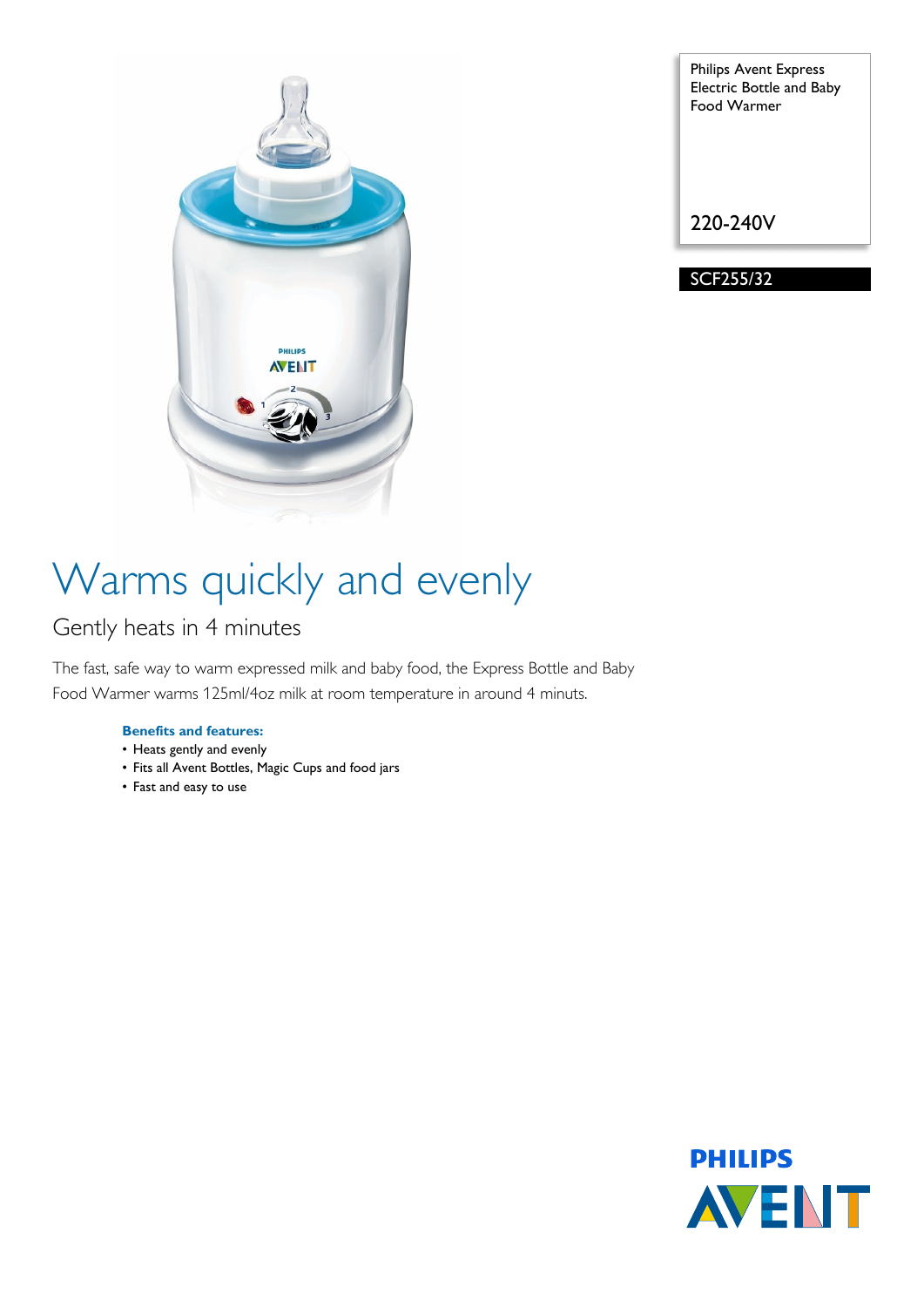Philips Avent Express Electric Bottle and Baby Food Warmer

220-240V

SCF255/32

# Warms quickly and evenly

## Gently heats in 4 minutes

The fast, safe way to warm expressed milk and baby food, the Express Bottle and Baby Food Warmer warms 125ml/4oz milk at room temperature in around 4 minuts.

**Benefits and features:**

- Heats gently and evenly
- Fits all Avent Bottles, Magic Cups and food jars
- Fast and easy to use

PHILIPS AVENT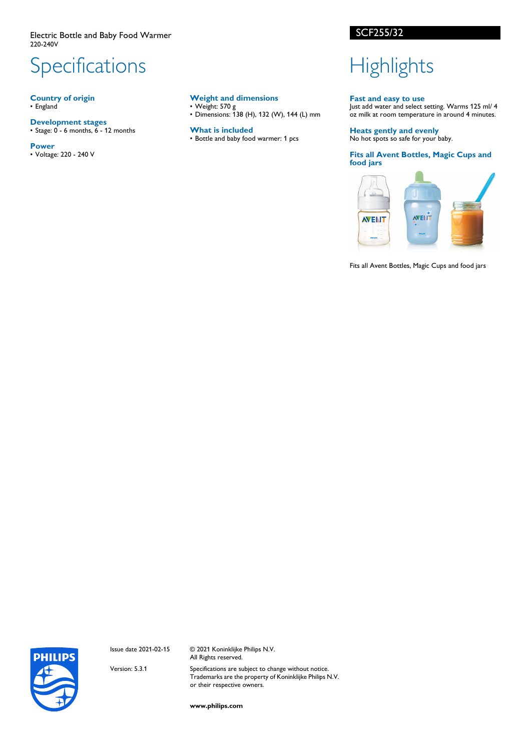Electric Bottle and Baby Food Warmer
220-240V

SCF255/32

# Specifications

### Country of origin
- England

### Development stages
- Stage: 0 - 6 months, 6 - 12 months

### Power
- Voltage: 220 - 240 V

### Weight and dimensions
- Weight: 570 g
- Dimensions: 138 (H), 132 (W), 144 (L) mm

### What is included
- Bottle and baby food warmer: 1 pcs

# Highlights

### Fast and easy to use
Just add water and select setting. Warms 125 ml/ 4 oz milk at room temperature in around 4 minutes.

### Heats gently and evenly
No hot spots so safe for your baby.

### Fits all Avent Bottles, Magic Cups and food jars

Fits all Avent Bottles, Magic Cups and food jars

Issue date 2021-02-15

Version: 5.3.1

© 2021 Koninklijke Philips N.V.
All Rights reserved.

Specifications are subject to change without notice. Trademarks are the property of Koninklijke Philips N.V. or their respective owners.

**www.philips.com**